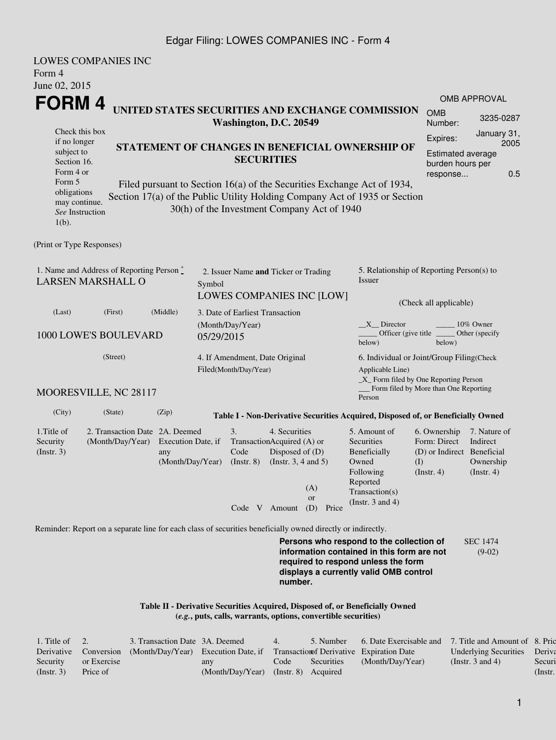LOWES COMPANIES INC
Form 4
June 02, 2015

# FORM 4

**UNITED STATES SECURITIES AND EXCHANGE COMMISSION**
**Washington, D.C. 20549**

| OMB APPROVAL | |
|---|---|
| OMB Number: | 3235-0287 |
| Expires: | January 31, 2005 |
| Estimated average burden hours per response... | 0.5 |

Check this box if no longer subject to Section 16. Form 4 or Form 5 obligations may continue. *See* Instruction 1(b).

## STATEMENT OF CHANGES IN BENEFICIAL OWNERSHIP OF SECURITIES

Filed pursuant to Section 16(a) of the Securities Exchange Act of 1934, Section 17(a) of the Public Utility Holding Company Act of 1935 or Section 30(h) of the Investment Company Act of 1940

(Print or Type Responses)

1. Name and Address of Reporting Person *
LARSEN MARSHALL O

(Last) (First) (Middle)

1000 LOWE'S BOULEVARD

(Street)

MOORESVILLE, NC 28117

(City) (State) (Zip)

2. Issuer Name **and** Ticker or Trading Symbol
LOWES COMPANIES INC [LOW]

3. Date of Earliest Transaction (Month/Day/Year)
05/29/2015

4. If Amendment, Date Original Filed(Month/Day/Year)

5. Relationship of Reporting Person(s) to Issuer

(Check all applicable)

__X__ Director _____ 10% Owner
_____ Officer (give title below) _____ Other (specify below)

6. Individual or Joint/Group Filing(Check Applicable Line)
_X_ Form filed by One Reporting Person
___ Form filed by More than One Reporting Person

**Table I - Non-Derivative Securities Acquired, Disposed of, or Beneficially Owned**

| 1.Title of Security (Instr. 3) | 2. Transaction Date (Month/Day/Year) | 2A. Deemed Execution Date, if any (Month/Day/Year) | 3. Transaction Code (Instr. 8) | | 4. Securities Acquired (A) or Disposed of (D) (Instr. 3, 4 and 5) | | | 5. Amount of Securities Beneficially Owned Following Reported Transaction(s) (Instr. 3 and 4) | 6. Ownership Form: Direct (D) or Indirect (I) (Instr. 4) | 7. Nature of Indirect Beneficial Ownership (Instr. 4) |
|---|---|---|---|---|---|---|---|---|---|---|
| | | | Code | V | Amount | (A) or (D) | Price | | | |

Reminder: Report on a separate line for each class of securities beneficially owned directly or indirectly.

**Persons who respond to the collection of information contained in this form are not required to respond unless the form displays a currently valid OMB control number.**

SEC 1474 (9-02)

**Table II - Derivative Securities Acquired, Disposed of, or Beneficially Owned**
**(*e.g.*, puts, calls, warrants, options, convertible securities)**

| 1. Title of Derivative Security (Instr. 3) | 2. Conversion or Exercise Price of | 3. Transaction Date (Month/Day/Year) | 3A. Deemed Execution Date, if any (Month/Day/Year) | 4. Transaction Code (Instr. 8) | 5. Number of Derivative Securities Acquired | 6. Date Exercisable and Expiration Date (Month/Day/Year) | 7. Title and Amount of Underlying Securities (Instr. 3 and 4) | 8. Price of Derivative Security (Instr. |
|---|---|---|---|---|---|---|---|---|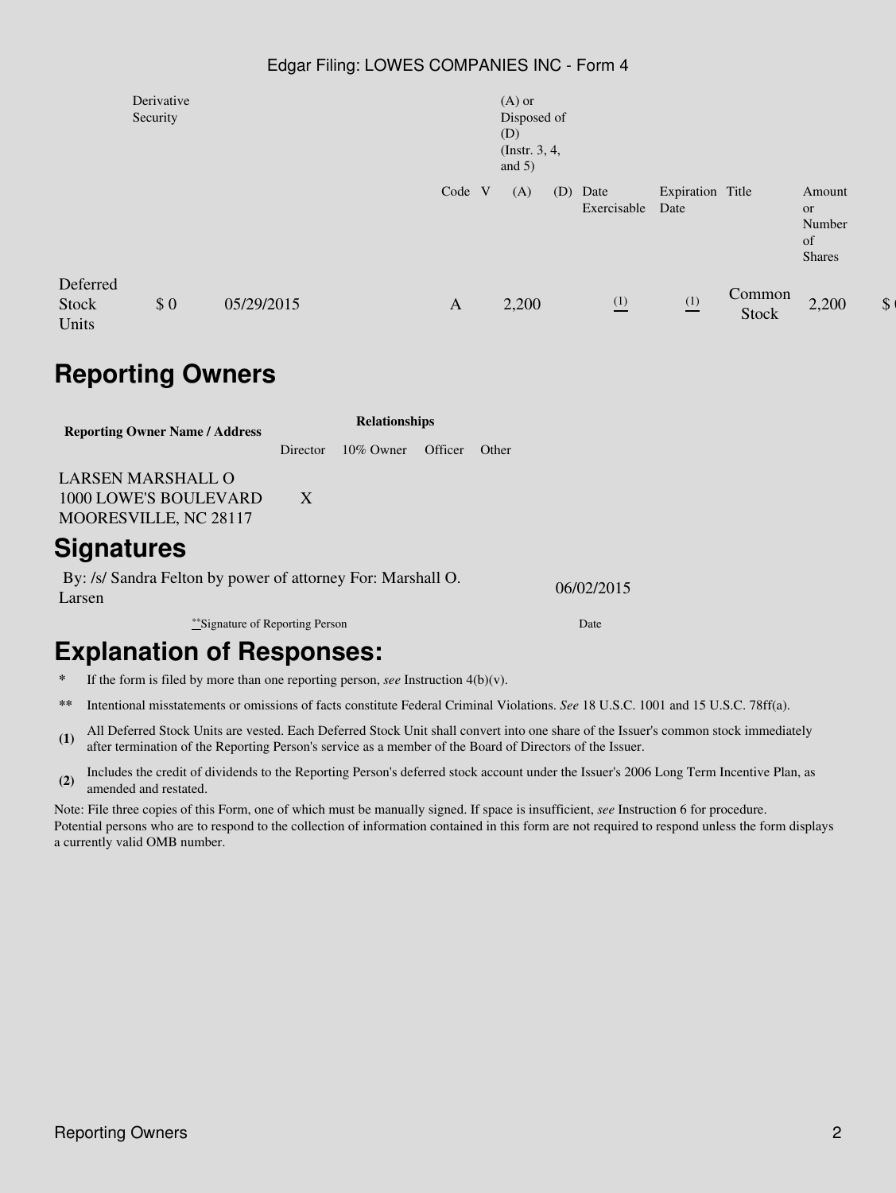| Derivative Security | | | | | | (A) or Disposed of (D) (Instr. 3, 4, and 5) | | | | | |
|---|---|---|---|---|---|---|---|---|---|---|---|
| | | | | Code | V | (A) | (D) | Date Exercisable | Expiration Date | Title | Amount or Number of Shares |
| Deferred Stock Units | $ 0 | 05/29/2015 | | A | | 2,200 | | (1) | (1) | Common Stock | 2,200 | $ 0 |

# Reporting Owners

| Reporting Owner Name / Address | Relationships | | | |
|---|---|---|---|---|
| | Director | 10% Owner | Officer | Other |
| LARSEN MARSHALL O<br>1000 LOWE'S BOULEVARD<br>MOORESVILLE, NC 28117 | X | | | |

# Signatures

| | |
|---|---|
| By: /s/ Sandra Felton by power of attorney For: Marshall O. Larsen | 06/02/2015 |
| **Signature of Reporting Person | Date |

# Explanation of Responses:

\* If the form is filed by more than one reporting person, *see* Instruction 4(b)(v).

** Intentional misstatements or omissions of facts constitute Federal Criminal Violations. *See* 18 U.S.C. 1001 and 15 U.S.C. 78ff(a).

**(1)** All Deferred Stock Units are vested. Each Deferred Stock Unit shall convert into one share of the Issuer's common stock immediately after termination of the Reporting Person's service as a member of the Board of Directors of the Issuer.

**(2)** Includes the credit of dividends to the Reporting Person's deferred stock account under the Issuer's 2006 Long Term Incentive Plan, as amended and restated.

Note: File three copies of this Form, one of which must be manually signed. If space is insufficient, *see* Instruction 6 for procedure.
Potential persons who are to respond to the collection of information contained in this form are not required to respond unless the form displays a currently valid OMB number.